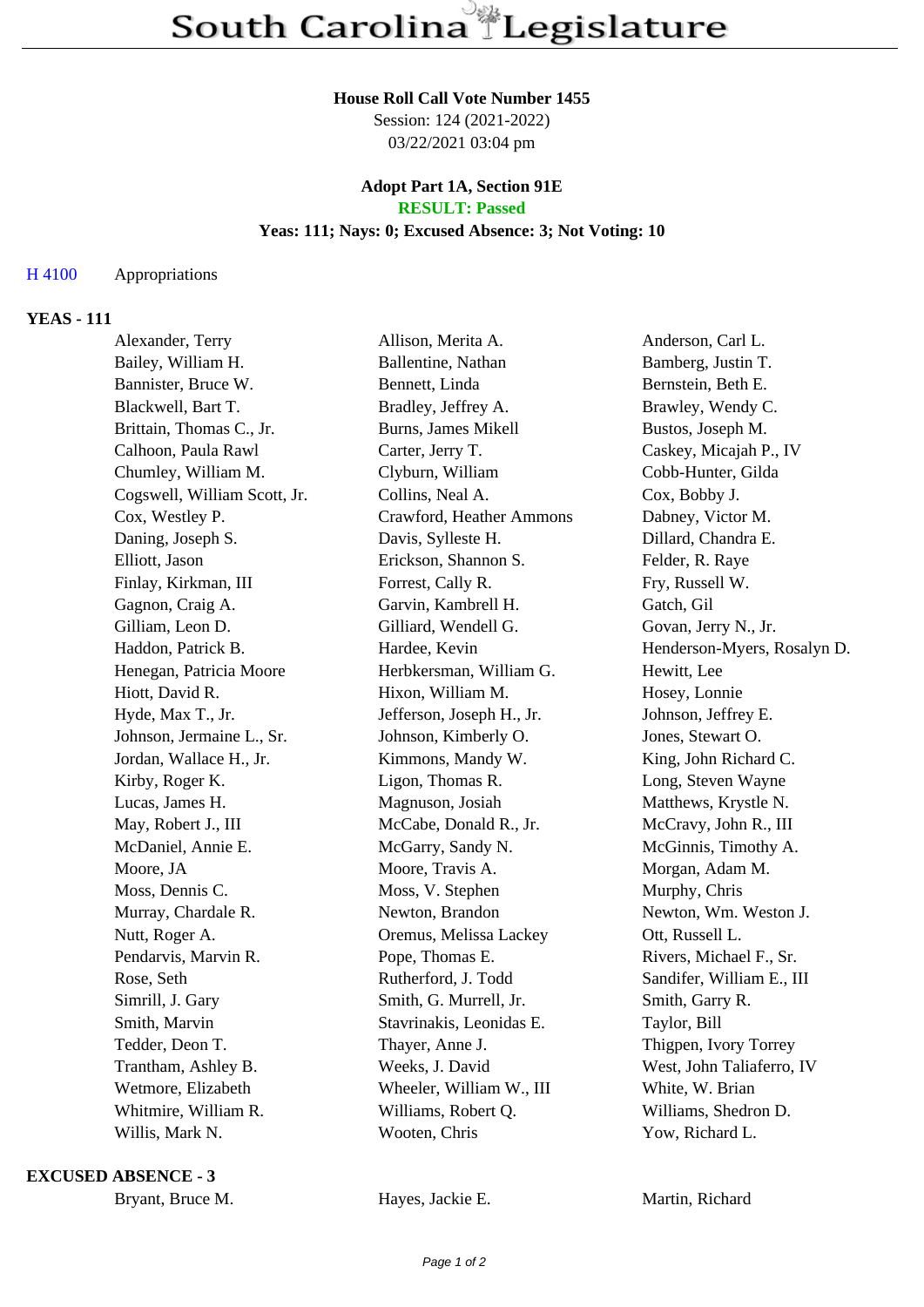# South Carolina Legislature

**House Roll Call Vote Number 1455**
Session: 124 (2021-2022)
03/22/2021 03:04 pm

**Adopt Part 1A, Section 91E**
**RESULT: Passed**
**Yeas: 111; Nays: 0; Excused Absence: 3; Not Voting: 10**

H 4100 Appropriations

**YEAS - 111**

| | | |
|---|---|---|
| Alexander, Terry | Allison, Merita A. | Anderson, Carl L. |
| Bailey, William H. | Ballentine, Nathan | Bamberg, Justin T. |
| Bannister, Bruce W. | Bennett, Linda | Bernstein, Beth E. |
| Blackwell, Bart T. | Bradley, Jeffrey A. | Brawley, Wendy C. |
| Brittain, Thomas C., Jr. | Burns, James Mikell | Bustos, Joseph M. |
| Calhoon, Paula Rawl | Carter, Jerry T. | Caskey, Micajah P., IV |
| Chumley, William M. | Clyburn, William | Cobb-Hunter, Gilda |
| Cogswell, William Scott, Jr. | Collins, Neal A. | Cox, Bobby J. |
| Cox, Westley P. | Crawford, Heather Ammons | Dabney, Victor M. |
| Daning, Joseph S. | Davis, Sylleste H. | Dillard, Chandra E. |
| Elliott, Jason | Erickson, Shannon S. | Felder, R. Raye |
| Finlay, Kirkman, III | Forrest, Cally R. | Fry, Russell W. |
| Gagnon, Craig A. | Garvin, Kambrell H. | Gatch, Gil |
| Gilliam, Leon D. | Gilliard, Wendell G. | Govan, Jerry N., Jr. |
| Haddon, Patrick B. | Hardee, Kevin | Henderson-Myers, Rosalyn D. |
| Henegan, Patricia Moore | Herbkersman, William G. | Hewitt, Lee |
| Hiott, David R. | Hixon, William M. | Hosey, Lonnie |
| Hyde, Max T., Jr. | Jefferson, Joseph H., Jr. | Johnson, Jeffrey E. |
| Johnson, Jermaine L., Sr. | Johnson, Kimberly O. | Jones, Stewart O. |
| Jordan, Wallace H., Jr. | Kimmons, Mandy W. | King, John Richard C. |
| Kirby, Roger K. | Ligon, Thomas R. | Long, Steven Wayne |
| Lucas, James H. | Magnuson, Josiah | Matthews, Krystle N. |
| May, Robert J., III | McCabe, Donald R., Jr. | McCravy, John R., III |
| McDaniel, Annie E. | McGarry, Sandy N. | McGinnis, Timothy A. |
| Moore, JA | Moore, Travis A. | Morgan, Adam M. |
| Moss, Dennis C. | Moss, V. Stephen | Murphy, Chris |
| Murray, Chardale R. | Newton, Brandon | Newton, Wm. Weston J. |
| Nutt, Roger A. | Oremus, Melissa Lackey | Ott, Russell L. |
| Pendarvis, Marvin R. | Pope, Thomas E. | Rivers, Michael F., Sr. |
| Rose, Seth | Rutherford, J. Todd | Sandifer, William E., III |
| Simrill, J. Gary | Smith, G. Murrell, Jr. | Smith, Garry R. |
| Smith, Marvin | Stavrinakis, Leonidas E. | Taylor, Bill |
| Tedder, Deon T. | Thayer, Anne J. | Thigpen, Ivory Torrey |
| Trantham, Ashley B. | Weeks, J. David | West, John Taliaferro, IV |
| Wetmore, Elizabeth | Wheeler, William W., III | White, W. Brian |
| Whitmire, William R. | Williams, Robert Q. | Williams, Shedron D. |
| Willis, Mark N. | Wooten, Chris | Yow, Richard L. |

**EXCUSED ABSENCE - 3**

| | | |
|---|---|---|
| Bryant, Bruce M. | Hayes, Jackie E. | Martin, Richard |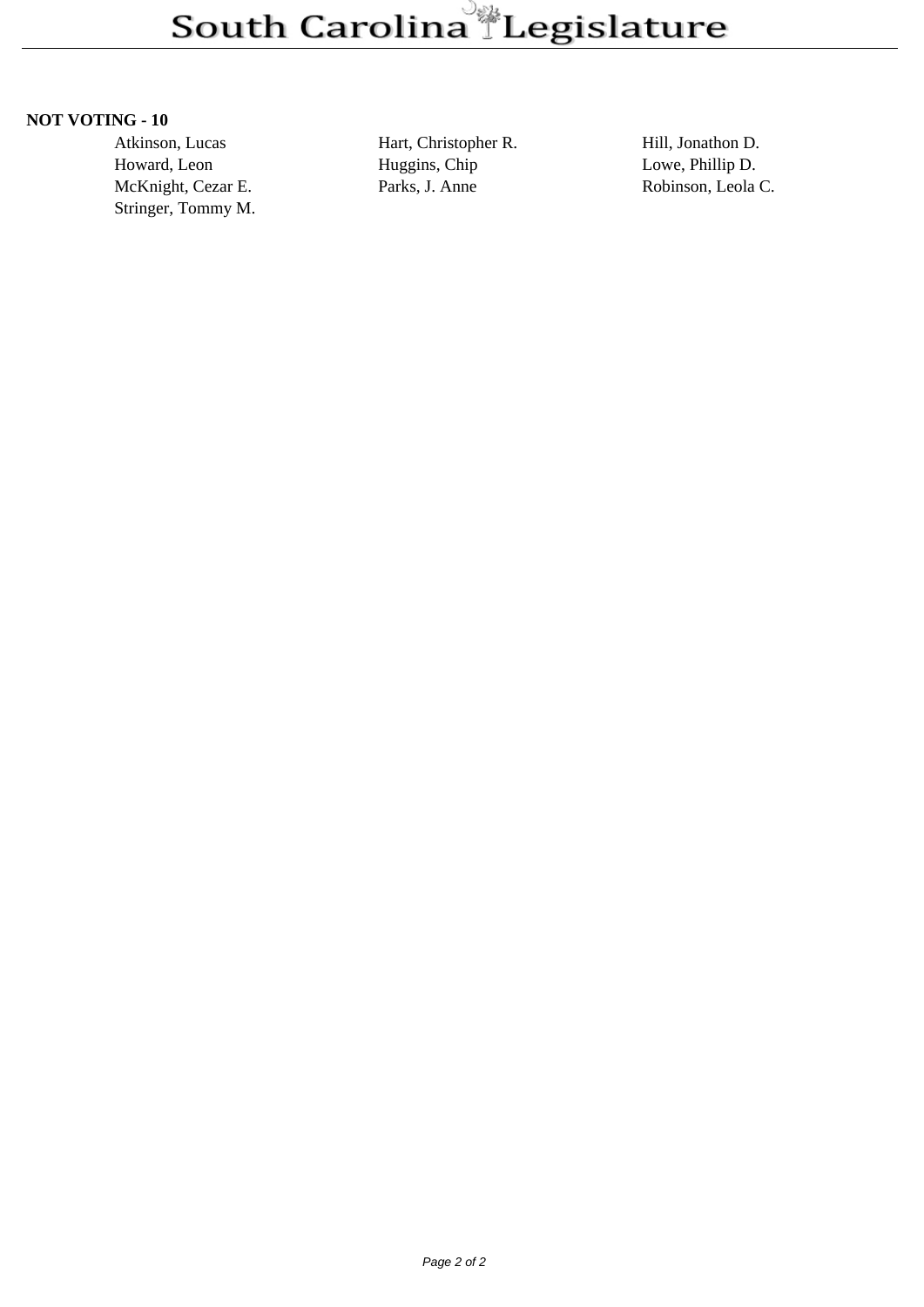**NOT VOTING - 10**

| | | |
|---|---|---|
| Atkinson, Lucas | Hart, Christopher R. | Hill, Jonathon D. |
| Howard, Leon | Huggins, Chip | Lowe, Phillip D. |
| McKnight, Cezar E. | Parks, J. Anne | Robinson, Leola C. |
| Stringer, Tommy M. | | |